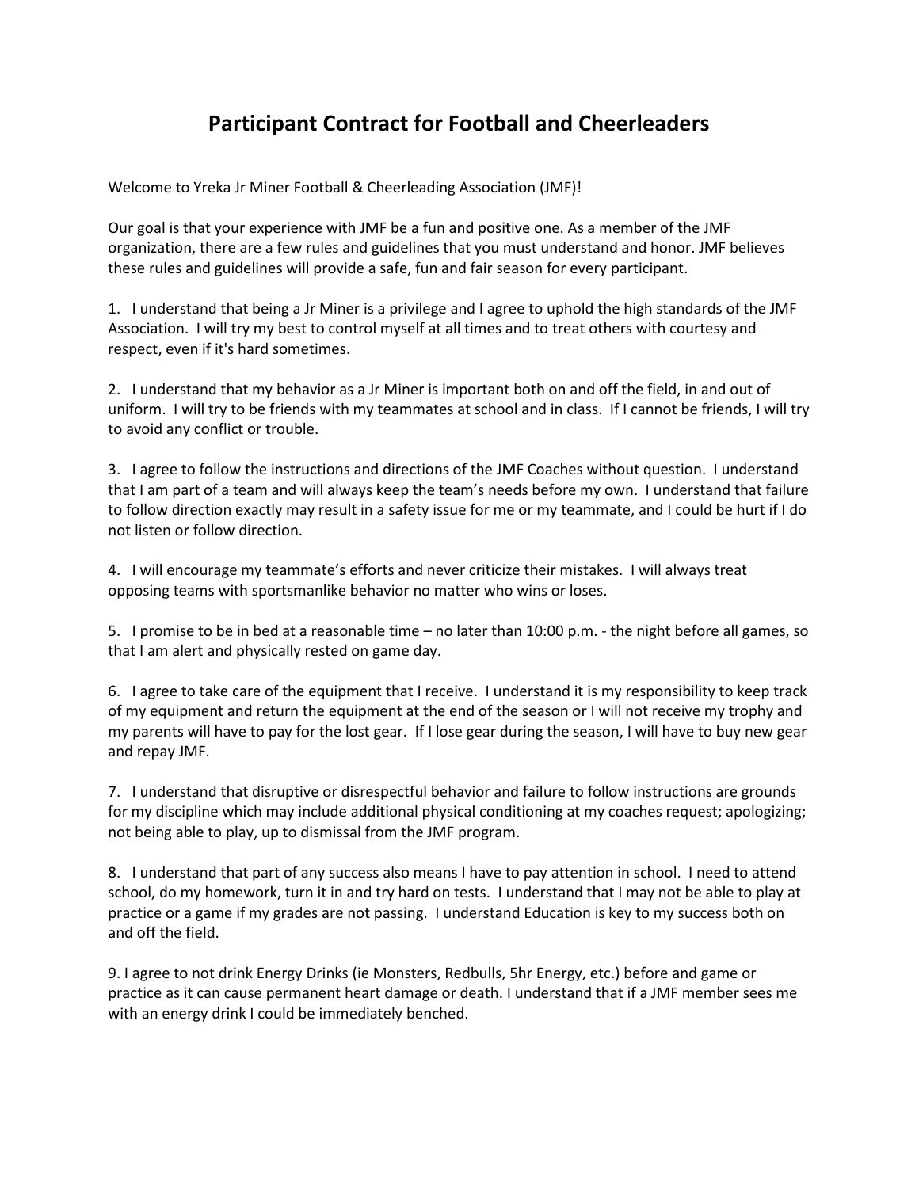# Participant Contract for Football and Cheerleaders

Welcome to Yreka Jr Miner Football & Cheerleading Association (JMF)!

Our goal is that your experience with JMF be a fun and positive one. As a member of the JMF organization, there are a few rules and guidelines that you must understand and honor. JMF believes these rules and guidelines will provide a safe, fun and fair season for every participant.

1. I understand that being a Jr Miner is a privilege and I agree to uphold the high standards of the JMF Association. I will try my best to control myself at all times and to treat others with courtesy and respect, even if it's hard sometimes.

2. I understand that my behavior as a Jr Miner is important both on and off the field, in and out of uniform. I will try to be friends with my teammates at school and in class. If I cannot be friends, I will try to avoid any conflict or trouble.

3. I agree to follow the instructions and directions of the JMF Coaches without question. I understand that I am part of a team and will always keep the team's needs before my own. I understand that failure to follow direction exactly may result in a safety issue for me or my teammate, and I could be hurt if I do not listen or follow direction.

4. I will encourage my teammate's efforts and never criticize their mistakes. I will always treat opposing teams with sportsmanlike behavior no matter who wins or loses.

5. I promise to be in bed at a reasonable time – no later than 10:00 p.m. - the night before all games, so that I am alert and physically rested on game day.

6. I agree to take care of the equipment that I receive. I understand it is my responsibility to keep track of my equipment and return the equipment at the end of the season or I will not receive my trophy and my parents will have to pay for the lost gear. If I lose gear during the season, I will have to buy new gear and repay JMF.

7. I understand that disruptive or disrespectful behavior and failure to follow instructions are grounds for my discipline which may include additional physical conditioning at my coaches request; apologizing; not being able to play, up to dismissal from the JMF program.

8. I understand that part of any success also means I have to pay attention in school. I need to attend school, do my homework, turn it in and try hard on tests. I understand that I may not be able to play at practice or a game if my grades are not passing. I understand Education is key to my success both on and off the field.

9. I agree to not drink Energy Drinks (ie Monsters, Redbulls, 5hr Energy, etc.) before and game or practice as it can cause permanent heart damage or death. I understand that if a JMF member sees me with an energy drink I could be immediately benched.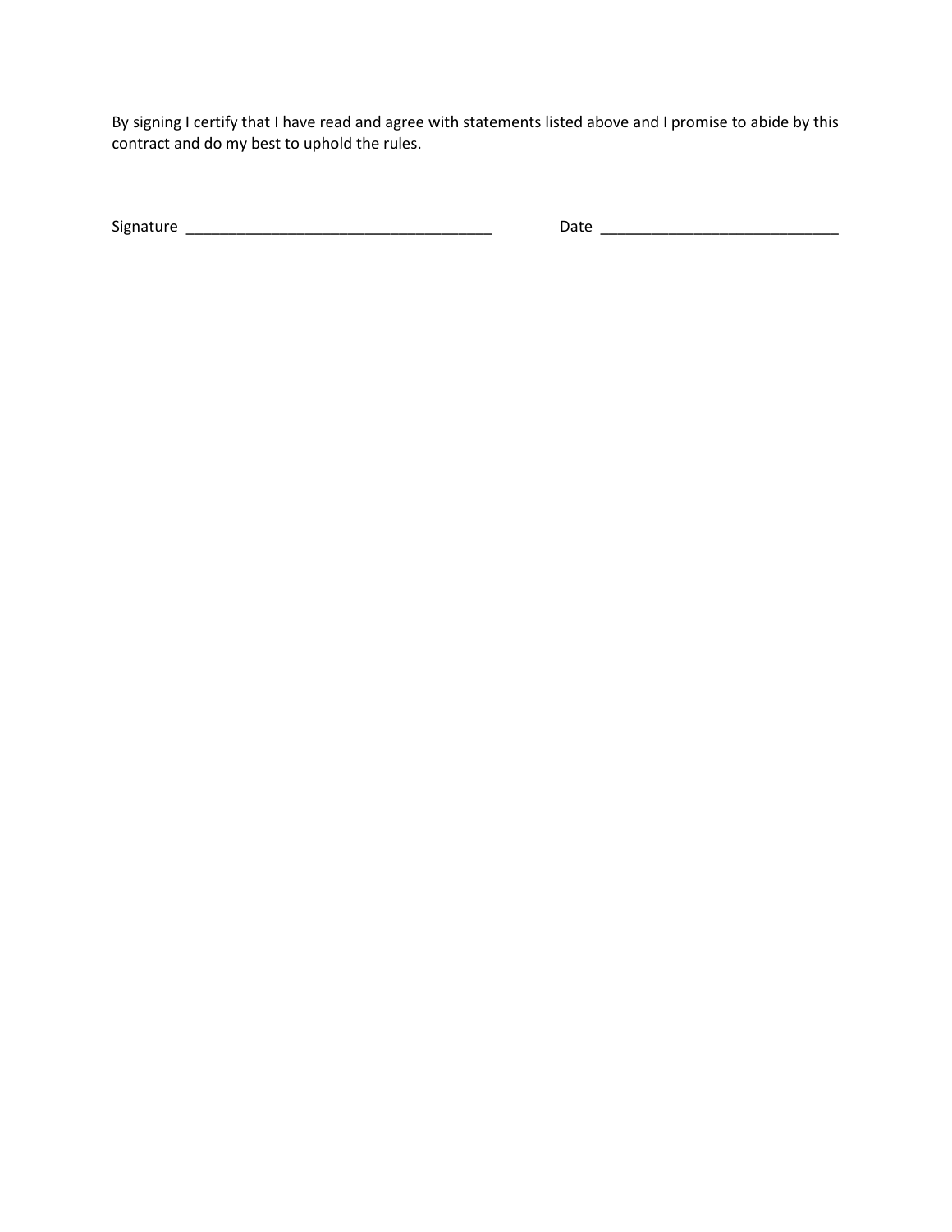By signing I certify that I have read and agree with statements listed above and I promise to abide by this contract and do my best to uphold the rules.

Signature ____________________________________ Date ____________________________